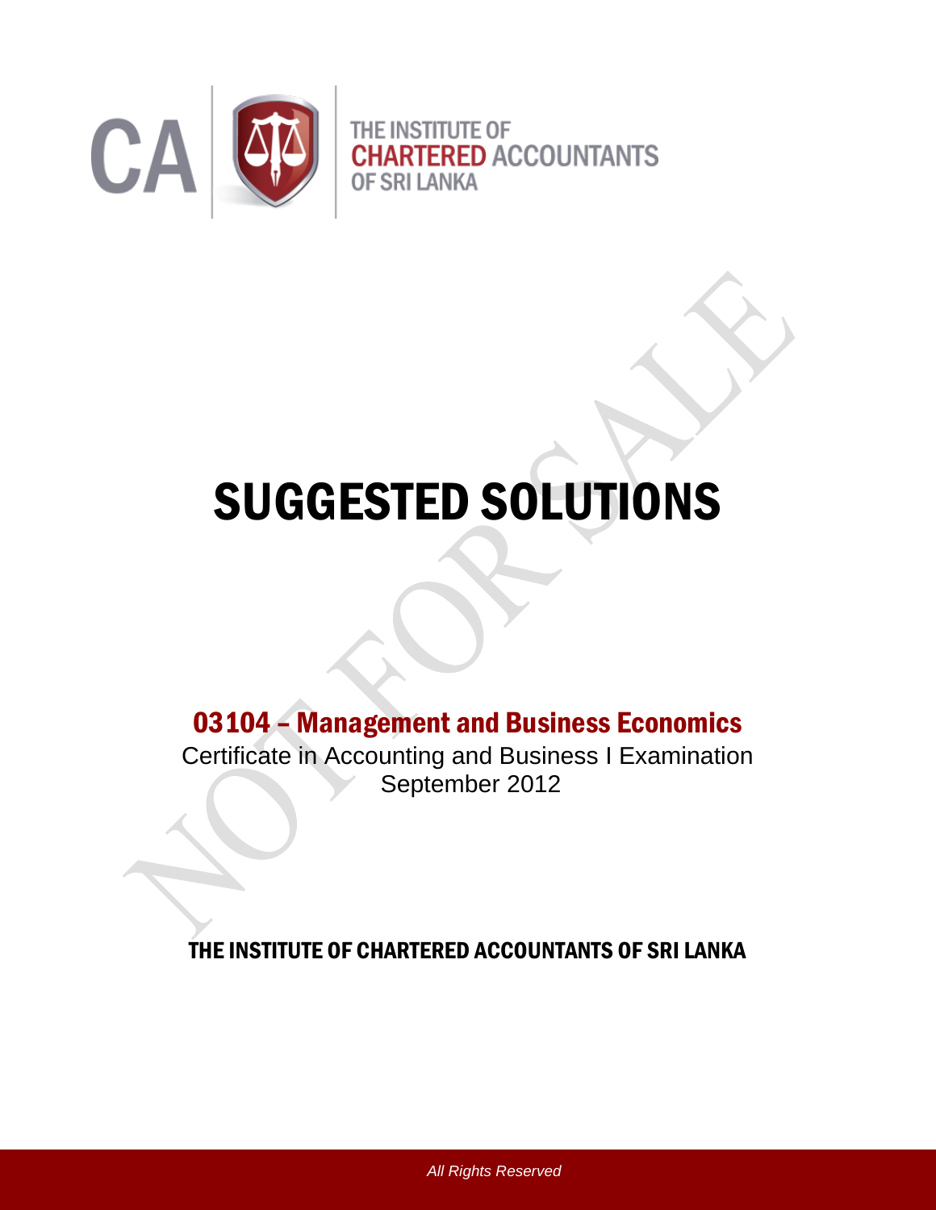THE INSTITUTE OF
**CHARTERED** ACCOUNTANTS
OF SRI LANKA

# SUGGESTED SOLUTIONS

## 03104 – Management and Business Economics

Certificate in Accounting and Business I Examination
September 2012

**THE INSTITUTE OF CHARTERED ACCOUNTANTS OF SRI LANKA**

*All Rights Reserved*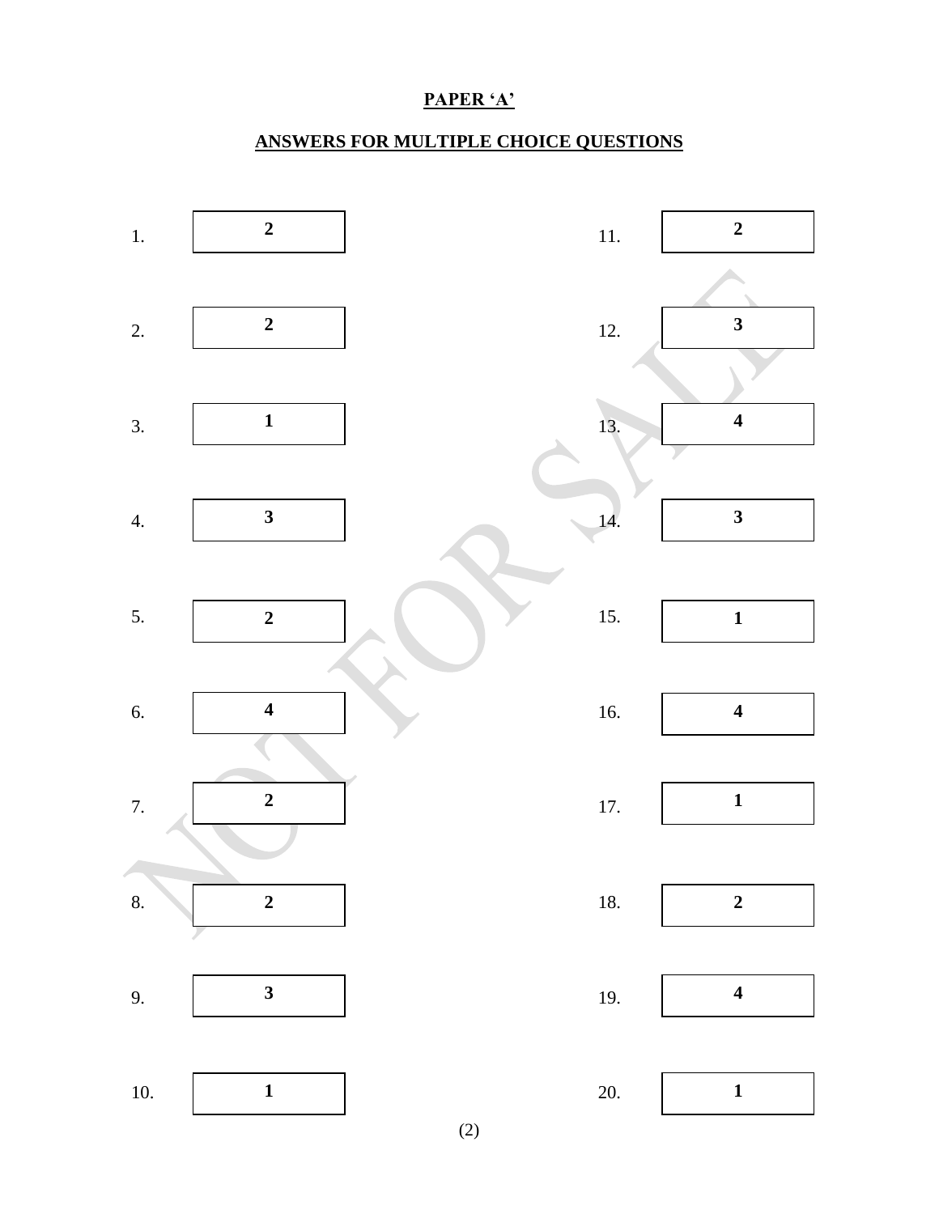# PAPER ‘A’

## ANSWERS FOR MULTIPLE CHOICE QUESTIONS

| Question | Answer | Question | Answer |
|---|---|---|---|
| 1. | 2 | 11. | 2 |
| 2. | 2 | 12. | 3 |
| 3. | 1 | 13. | 4 |
| 4. | 3 | 14. | 3 |
| 5. | 2 | 15. | 1 |
| 6. | 4 | 16. | 4 |
| 7. | 2 | 17. | 1 |
| 8. | 2 | 18. | 2 |
| 9. | 3 | 19. | 4 |
| 10. | 1 | 20. | 1 |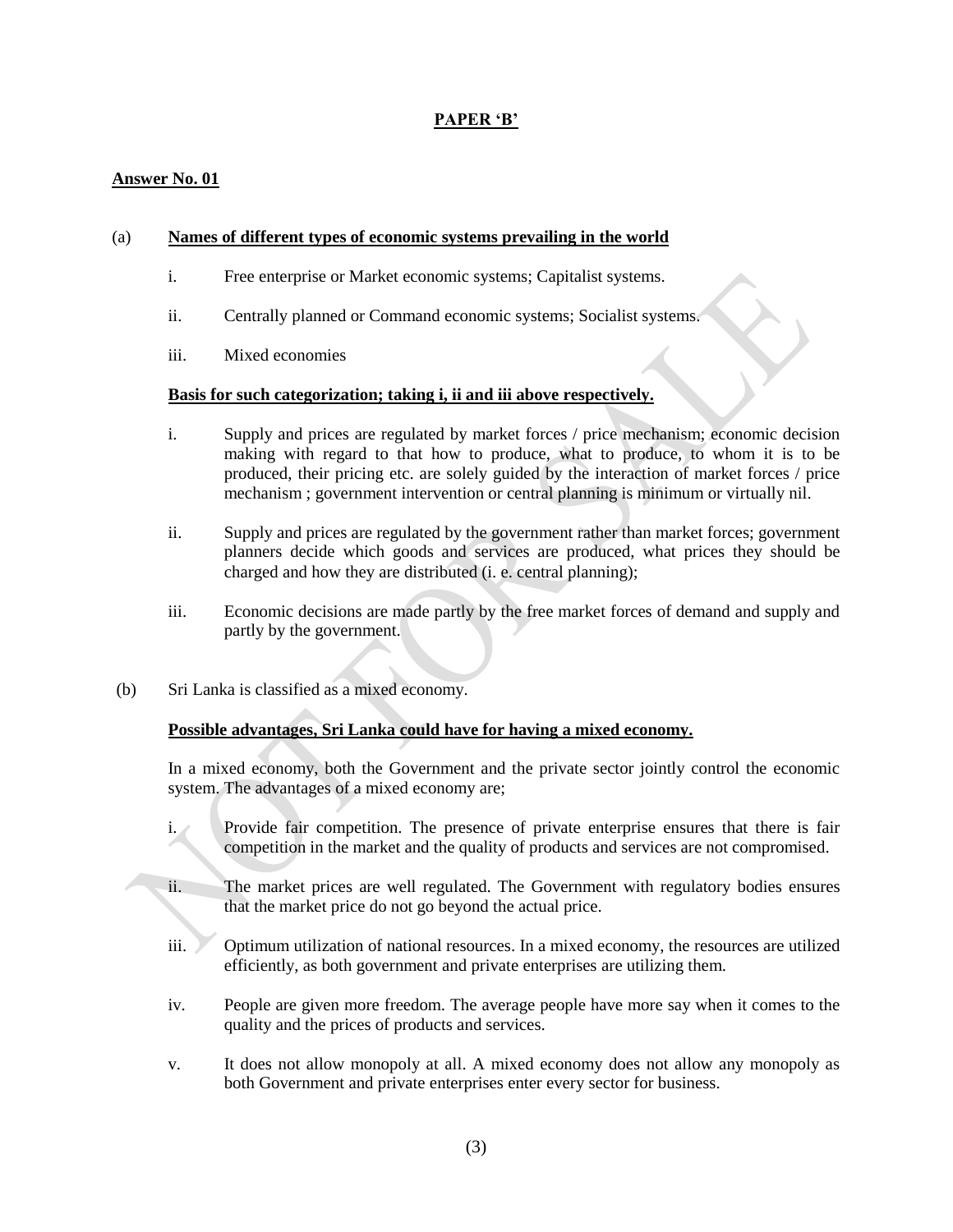**PAPER 'B'**

**Answer No. 01**

(a) **Names of different types of economic systems prevailing in the world**

i. Free enterprise or Market economic systems; Capitalist systems.

ii. Centrally planned or Command economic systems; Socialist systems.

iii. Mixed economies

**Basis for such categorization; taking i, ii and iii above respectively.**

i. Supply and prices are regulated by market forces / price mechanism; economic decision making with regard to that how to produce, what to produce, to whom it is to be produced, their pricing etc. are solely guided by the interaction of market forces / price mechanism ; government intervention or central planning is minimum or virtually nil.

ii. Supply and prices are regulated by the government rather than market forces; government planners decide which goods and services are produced, what prices they should be charged and how they are distributed (i. e. central planning);

iii. Economic decisions are made partly by the free market forces of demand and supply and partly by the government.

(b) Sri Lanka is classified as a mixed economy.

**Possible advantages, Sri Lanka could have for having a mixed economy.**

In a mixed economy, both the Government and the private sector jointly control the economic system. The advantages of a mixed economy are;

i. Provide fair competition. The presence of private enterprise ensures that there is fair competition in the market and the quality of products and services are not compromised.

ii. The market prices are well regulated. The Government with regulatory bodies ensures that the market price do not go beyond the actual price.

iii. Optimum utilization of national resources. In a mixed economy, the resources are utilized efficiently, as both government and private enterprises are utilizing them.

iv. People are given more freedom. The average people have more say when it comes to the quality and the prices of products and services.

v. It does not allow monopoly at all. A mixed economy does not allow any monopoly as both Government and private enterprises enter every sector for business.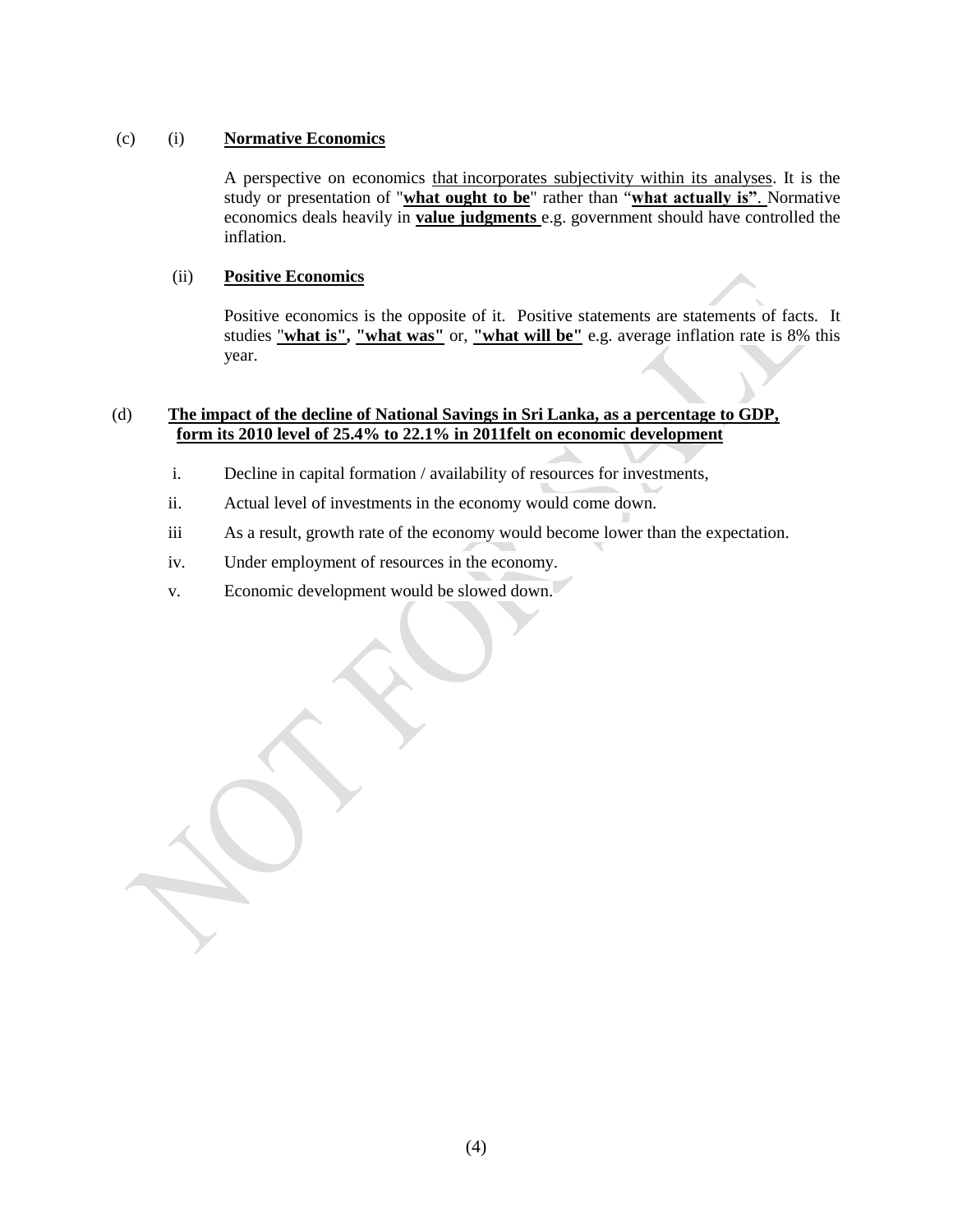(c) (i) **Normative Economics**

A perspective on economics that incorporates subjectivity within its analyses. It is the study or presentation of "**what ought to be**" rather than "**what actually is**". Normative economics deals heavily in **value judgments** e.g. government should have controlled the inflation.

(ii) **Positive Economics**

Positive economics is the opposite of it. Positive statements are statements of facts. It studies "**what is"**, **"what was"** or, **"what will be"** e.g. average inflation rate is 8% this year.

(d) **The impact of the decline of National Savings in Sri Lanka, as a percentage to GDP, form its 2010 level of 25.4% to 22.1% in 2011felt on economic development**

i. Decline in capital formation / availability of resources for investments,

ii. Actual level of investments in the economy would come down.

iii As a result, growth rate of the economy would become lower than the expectation.

iv. Under employment of resources in the economy.

v. Economic development would be slowed down.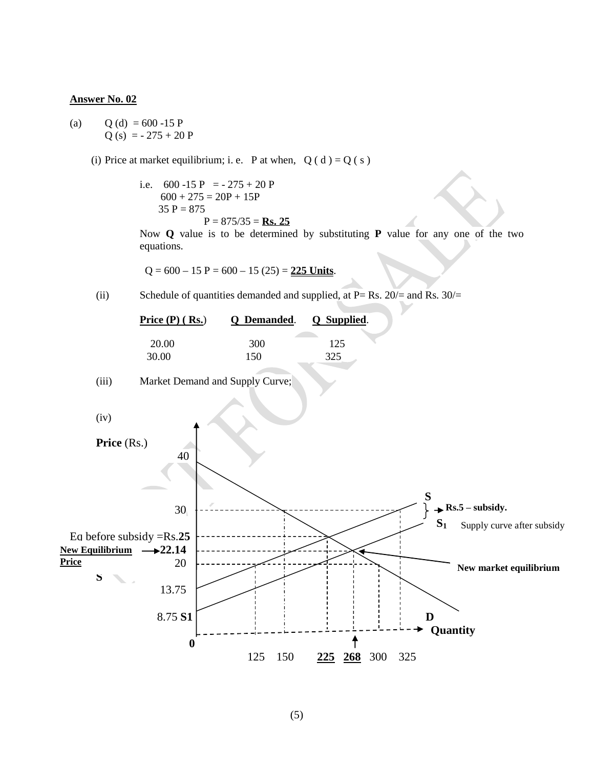**Answer No. 02**

(a) $Q(d) = 600 - 15P$
$Q(s) = -275 + 20P$

(i) Price at market equilibrium; i. e. P at when, $Q(d) = Q(s)$

i.e. $600 - 15P = -275 + 20P$
$600 + 275 = 20P + 15P$
$35P = 875$
$P = 875/35 =$ **Rs. 25**

Now **Q** value is to be determined by substituting **P** value for any one of the two equations.

$Q = 600 - 15P = 600 - 15(25) =$ **225 Units**.

(ii) Schedule of quantities demanded and supplied, at P= Rs. 20/= and Rs. 30/=

| Price (P) ( Rs.) | Q Demanded. | Q Supplied. |
|---|---|---|
| 20.00 | 300 | 125 |
| 30.00 | 150 | 325 |

(iii) Market Demand and Supply Curve;

(iv)

Price (Rs.)

40

30

Eq before subsidy =Rs.**25**

**New Equilibrium Price** → **22.14**

20

13.75

8.75 **S1**

0

125 150 **225** **268** 300 325

S

→ **Rs.5 – subsidy.**

$S_1$ Supply curve after subsidy

**New market equilibrium**

D

**Quantity**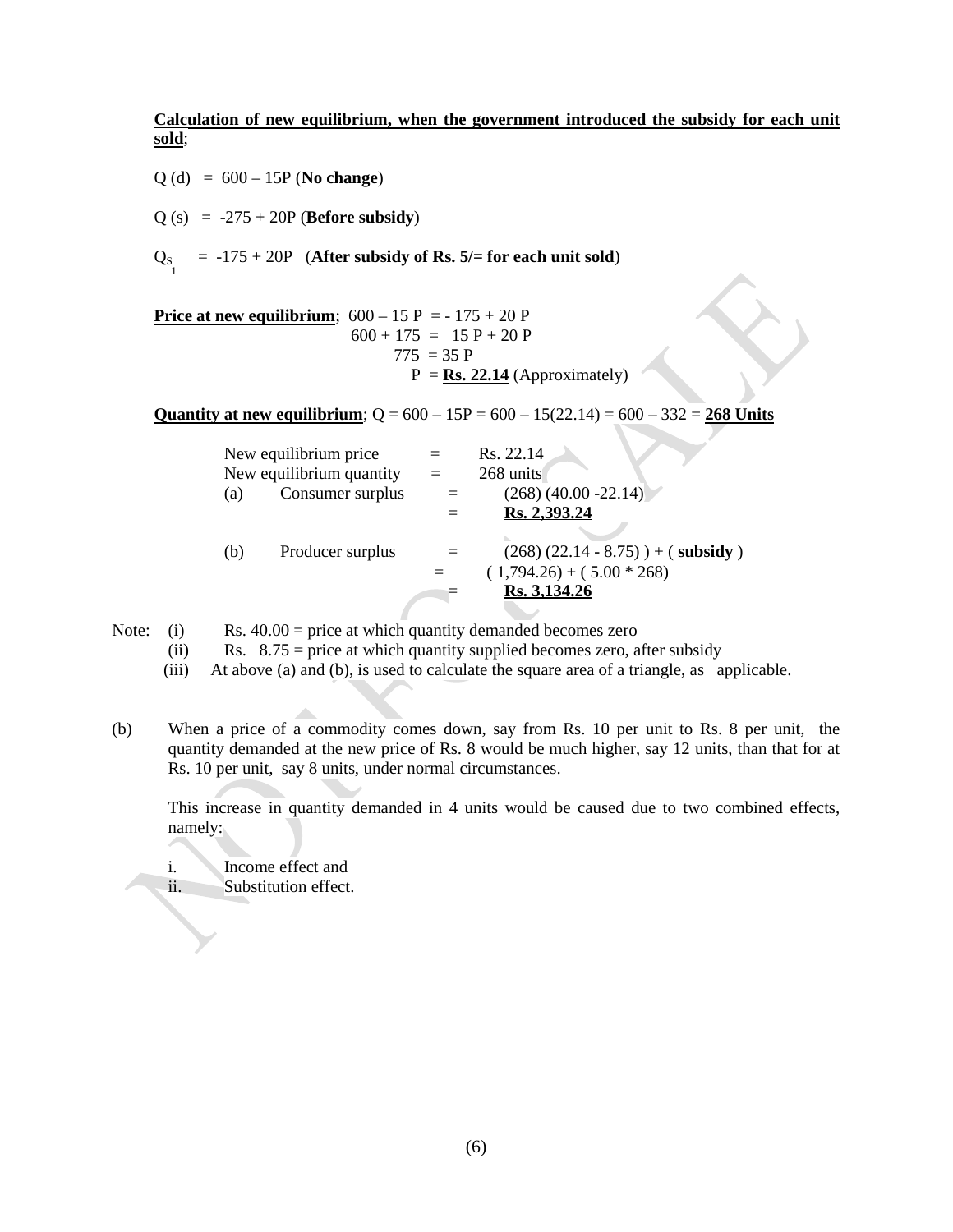**Calculation of new equilibrium, when the government introduced the subsidy for each unit sold**;

Q (d) = 600 – 15P (**No change**)

Q (s) = -275 + 20P (**Before subsidy**)

$Q_{S_1}$ = -175 + 20P (**After subsidy of Rs. 5/= for each unit sold**)

**Price at new equilibrium**; 600 – 15 P = - 175 + 20 P

600 + 175 = 15 P + 20 P

775 = 35 P

P = **Rs. 22.14** (Approximately)

**Quantity at new equilibrium**; Q = 600 – 15P = 600 – 15(22.14) = 600 – 332 = **268 Units**

New equilibrium price = Rs. 22.14

New equilibrium quantity = 268 units

(a) Consumer surplus = (268) (40.00 -22.14)

= **Rs. 2,393.24**

(b) Producer surplus = (268) (22.14 - 8.75) ) + ( **subsidy** )

= ( 1,794.26) + ( 5.00 * 268)

= **Rs. 3,134.26**

Note: (i) Rs. 40.00 = price at which quantity demanded becomes zero

(ii) Rs. 8.75 = price at which quantity supplied becomes zero, after subsidy

(iii) At above (a) and (b), is used to calculate the square area of a triangle, as applicable.

(b) When a price of a commodity comes down, say from Rs. 10 per unit to Rs. 8 per unit, the quantity demanded at the new price of Rs. 8 would be much higher, say 12 units, than that for at Rs. 10 per unit, say 8 units, under normal circumstances.

This increase in quantity demanded in 4 units would be caused due to two combined effects, namely:

i. Income effect and
ii. Substitution effect.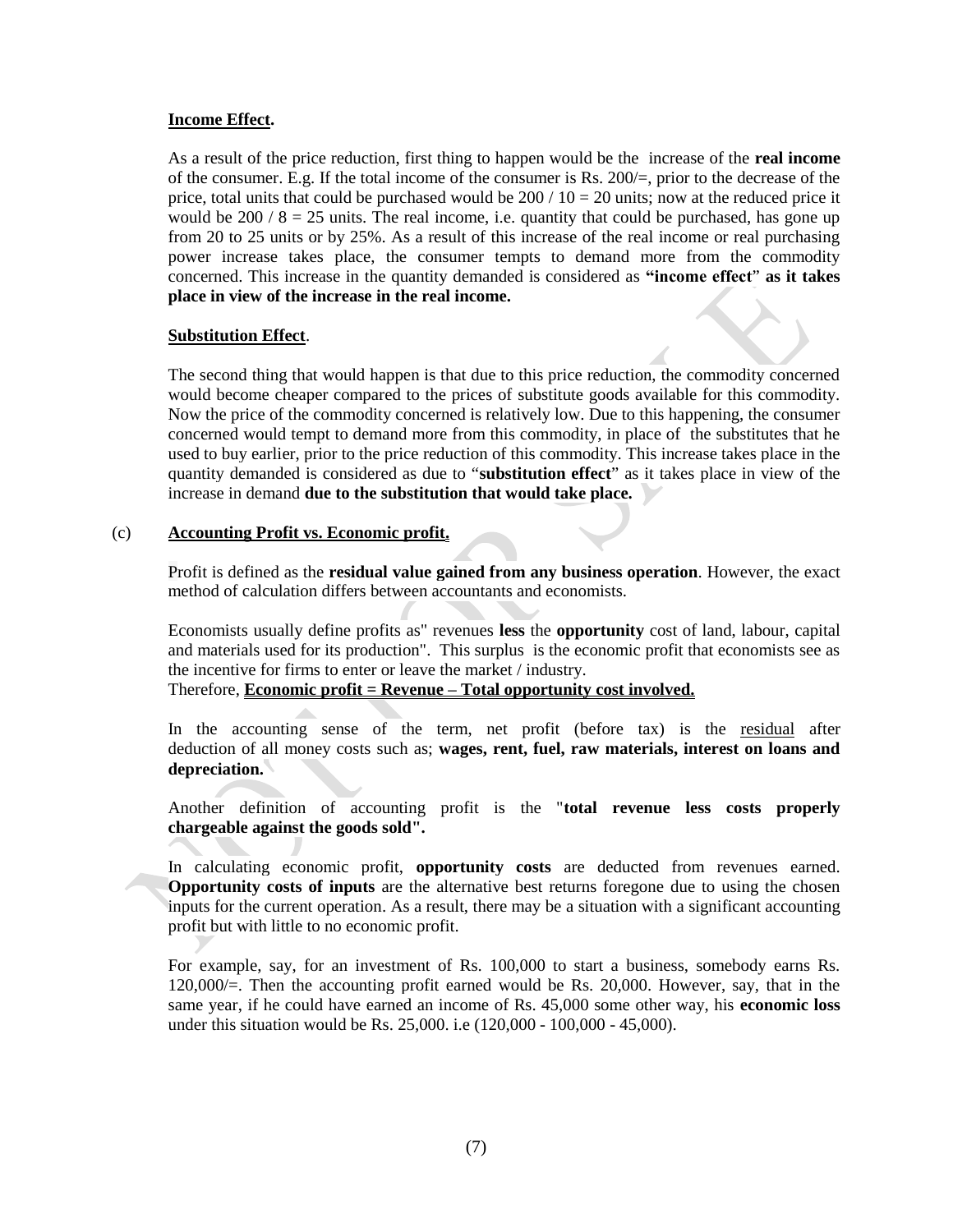**<u>Income Effect</u>.**

As a result of the price reduction, first thing to happen would be the increase of the **real income** of the consumer. E.g. If the total income of the consumer is Rs. 200/=, prior to the decrease of the price, total units that could be purchased would be 200 / 10 = 20 units; now at the reduced price it would be 200 / 8 = 25 units. The real income, i.e. quantity that could be purchased, has gone up from 20 to 25 units or by 25%. As a result of this increase of the real income or real purchasing power increase takes place, the consumer tempts to demand more from the commodity concerned. This increase in the quantity demanded is considered as **"income effect" as it takes place in view of the increase in the real income.**

**<u>Substitution Effect</u>**.

The second thing that would happen is that due to this price reduction, the commodity concerned would become cheaper compared to the prices of substitute goods available for this commodity. Now the price of the commodity concerned is relatively low. Due to this happening, the consumer concerned would tempt to demand more from this commodity, in place of the substitutes that he used to buy earlier, prior to the price reduction of this commodity. This increase takes place in the quantity demanded is considered as due to "**substitution effect**" as it takes place in view of the increase in demand **due to the substitution that would take place.**

(c) **<u>Accounting Profit vs. Economic profit.</u>**

Profit is defined as the **residual value gained from any business operation**. However, the exact method of calculation differs between accountants and economists.

Economists usually define profits as" revenues **less** the **opportunity** cost of land, labour, capital and materials used for its production". This surplus is the economic profit that economists see as the incentive for firms to enter or leave the market / industry.
Therefore, **<u>Economic profit = Revenue – Total opportunity cost involved.</u>**

In the accounting sense of the term, net profit (before tax) is the <u>residual</u> after deduction of all money costs such as; **wages, rent, fuel, raw materials, interest on loans and depreciation.**

Another definition of accounting profit is the "**total revenue less costs properly chargeable against the goods sold".**

In calculating economic profit, **opportunity costs** are deducted from revenues earned. **Opportunity costs of inputs** are the alternative best returns foregone due to using the chosen inputs for the current operation. As a result, there may be a situation with a significant accounting profit but with little to no economic profit.

For example, say, for an investment of Rs. 100,000 to start a business, somebody earns Rs. 120,000/=. Then the accounting profit earned would be Rs. 20,000. However, say, that in the same year, if he could have earned an income of Rs. 45,000 some other way, his **economic loss** under this situation would be Rs. 25,000. i.e (120,000 - 100,000 - 45,000).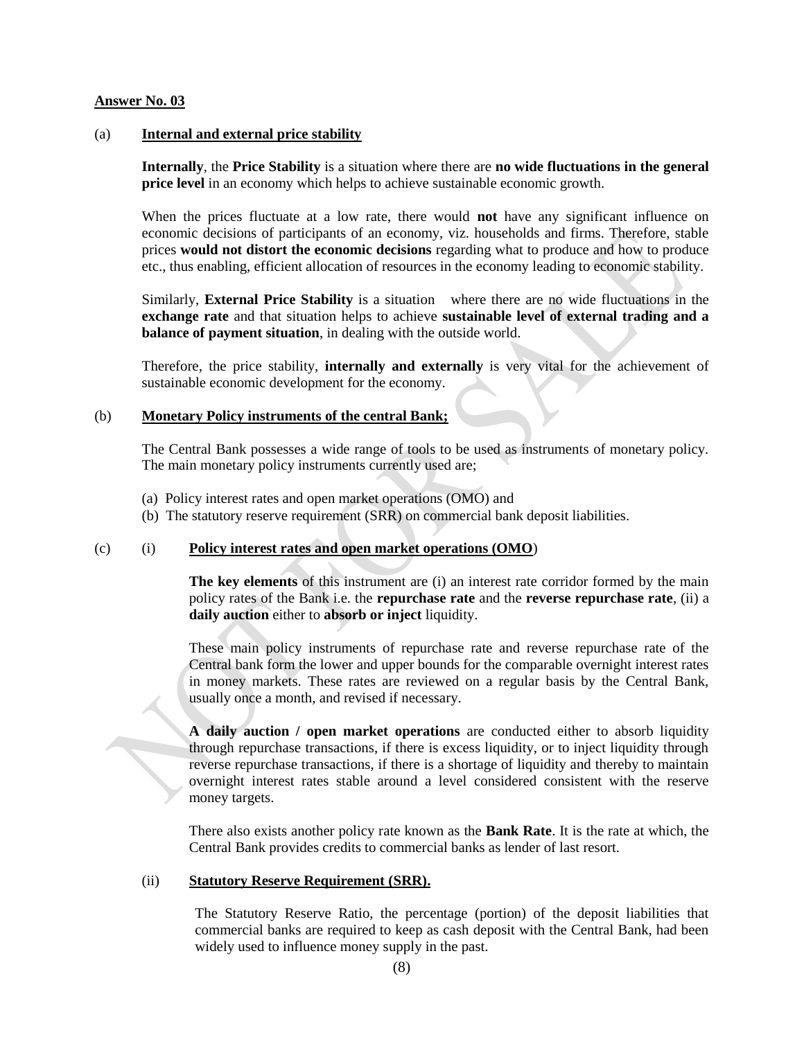**Answer No. 03**

(a) **Internal and external price stability**

**Internally**, the **Price Stability** is a situation where there are **no wide fluctuations in the general price level** in an economy which helps to achieve sustainable economic growth.

When the prices fluctuate at a low rate, there would **not** have any significant influence on economic decisions of participants of an economy, viz. households and firms. Therefore, stable prices **would not distort the economic decisions** regarding what to produce and how to produce etc., thus enabling, efficient allocation of resources in the economy leading to economic stability.

Similarly, **External Price Stability** is a situation where there are no wide fluctuations in the **exchange rate** and that situation helps to achieve **sustainable level of external trading and a balance of payment situation**, in dealing with the outside world.

Therefore, the price stability, **internally and externally** is very vital for the achievement of sustainable economic development for the economy.

(b) **Monetary Policy instruments of the central Bank;**

The Central Bank possesses a wide range of tools to be used as instruments of monetary policy. The main monetary policy instruments currently used are;

(a) Policy interest rates and open market operations (OMO) and
(b) The statutory reserve requirement (SRR) on commercial bank deposit liabilities.

(c) (i) **Policy interest rates and open market operations (OMO)**

**The key elements** of this instrument are (i) an interest rate corridor formed by the main policy rates of the Bank i.e. the **repurchase rate** and the **reverse repurchase rate**, (ii) a **daily auction** either to **absorb or inject** liquidity.

These main policy instruments of repurchase rate and reverse repurchase rate of the Central bank form the lower and upper bounds for the comparable overnight interest rates in money markets. These rates are reviewed on a regular basis by the Central Bank, usually once a month, and revised if necessary.

**A daily auction / open market operations** are conducted either to absorb liquidity through repurchase transactions, if there is excess liquidity, or to inject liquidity through reverse repurchase transactions, if there is a shortage of liquidity and thereby to maintain overnight interest rates stable around a level considered consistent with the reserve money targets.

There also exists another policy rate known as the **Bank Rate**. It is the rate at which, the Central Bank provides credits to commercial banks as lender of last resort.

(ii) **Statutory Reserve Requirement (SRR).**

The Statutory Reserve Ratio, the percentage (portion) of the deposit liabilities that commercial banks are required to keep as cash deposit with the Central Bank, had been widely used to influence money supply in the past.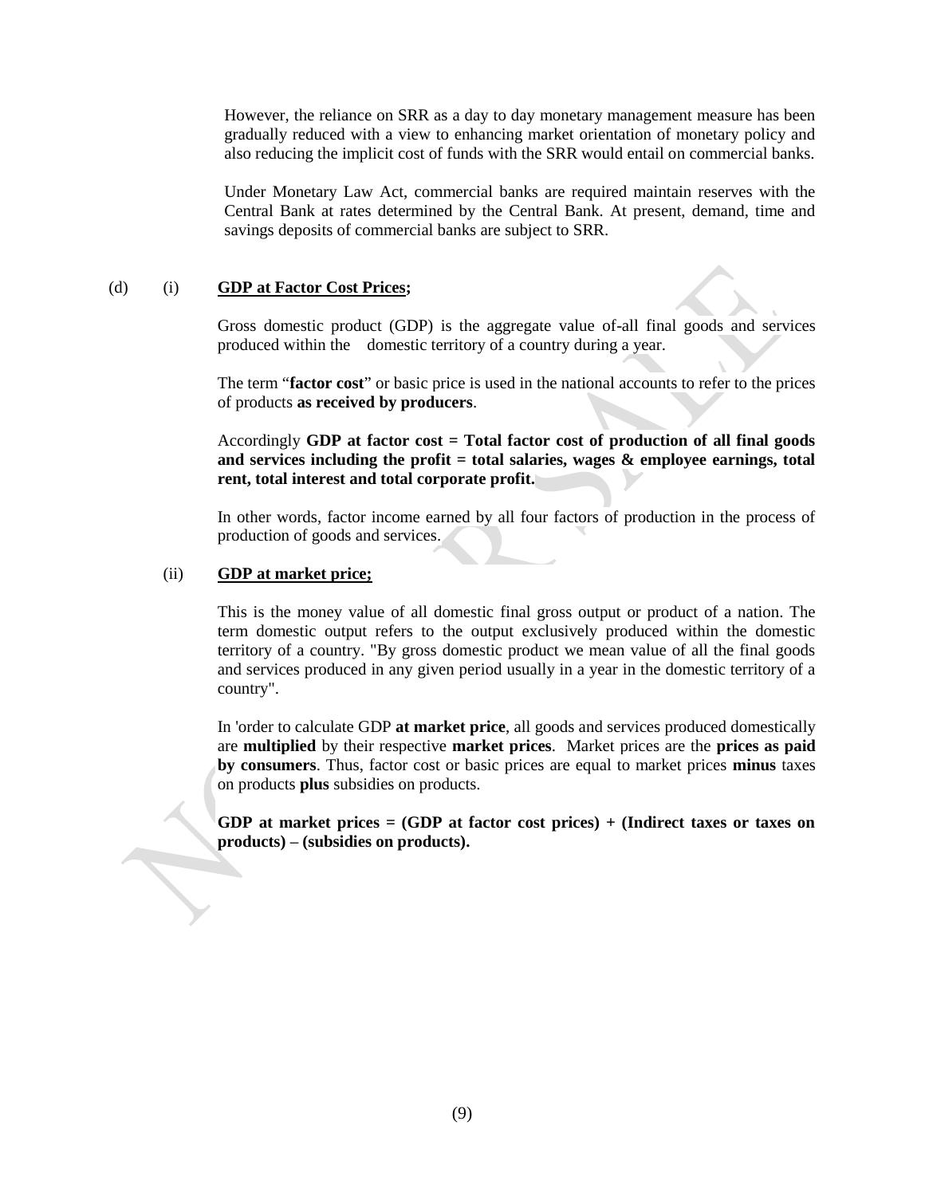However, the reliance on SRR as a day to day monetary management measure has been gradually reduced with a view to enhancing market orientation of monetary policy and also reducing the implicit cost of funds with the SRR would entail on commercial banks.

Under Monetary Law Act, commercial banks are required maintain reserves with the Central Bank at rates determined by the Central Bank. At present, demand, time and savings deposits of commercial banks are subject to SRR.

(d) (i) **GDP at Factor Cost Prices;**

Gross domestic product (GDP) is the aggregate value of-all final goods and services produced within the domestic territory of a country during a year.

The term "**factor cost**" or basic price is used in the national accounts to refer to the prices of products **as received by producers**.

Accordingly **GDP at factor cost = Total factor cost of production of all final goods and services including the profit = total salaries, wages & employee earnings, total rent, total interest and total corporate profit.**

In other words, factor income earned by all four factors of production in the process of production of goods and services.

(ii) **GDP at market price;**

This is the money value of all domestic final gross output or product of a nation. The term domestic output refers to the output exclusively produced within the domestic territory of a country. "By gross domestic product we mean value of all the final goods and services produced in any given period usually in a year in the domestic territory of a country".

In 'order to calculate GDP **at market price**, all goods and services produced domestically are **multiplied** by their respective **market prices**. Market prices are the **prices as paid by consumers**. Thus, factor cost or basic prices are equal to market prices **minus** taxes on products **plus** subsidies on products.

**GDP at market prices = (GDP at factor cost prices) + (Indirect taxes or taxes on products) – (subsidies on products).**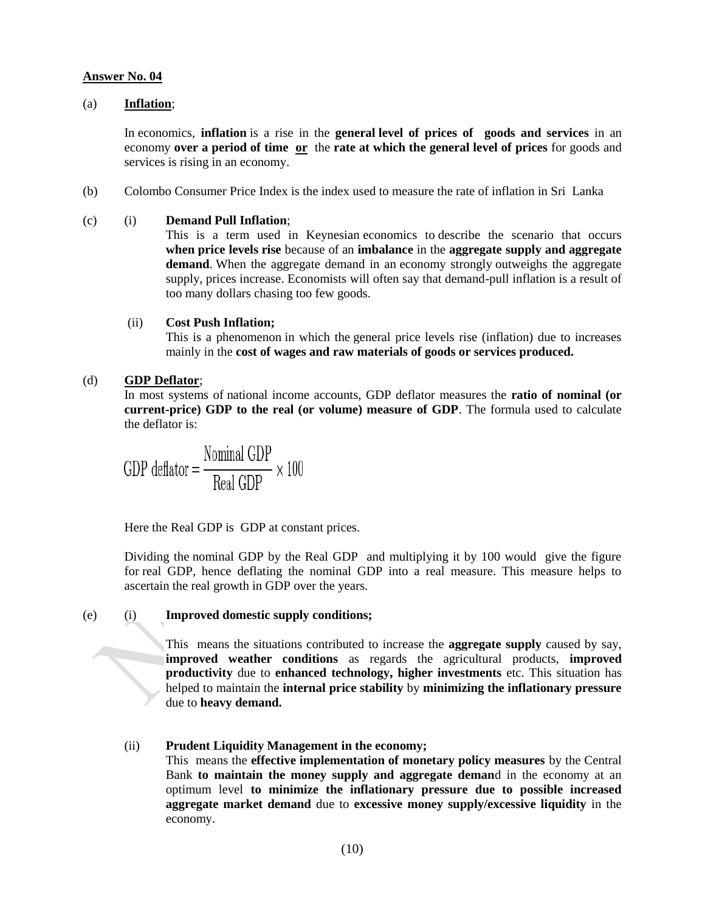**Answer No. 04**

(a) **Inflation**;

In economics, **inflation** is a rise in the **general level of prices of goods and services** in an economy **over a period of time or** the **rate at which the general level of prices** for goods and services is rising in an economy.

(b) Colombo Consumer Price Index is the index used to measure the rate of inflation in Sri Lanka

(c) (i) **Demand Pull Inflation**;

This is a term used in Keynesian economics to describe the scenario that occurs **when price levels rise** because of an **imbalance** in the **aggregate supply and aggregate demand**. When the aggregate demand in an economy strongly outweighs the aggregate supply, prices increase. Economists will often say that demand-pull inflation is a result of too many dollars chasing too few goods.

(ii) **Cost Push Inflation;**

This is a phenomenon in which the general price levels rise (inflation) due to increases mainly in the **cost of wages and raw materials of goods or services produced.**

(d) **GDP Deflator**;

In most systems of national income accounts, GDP deflator measures the **ratio of nominal (or current-price) GDP to the real (or volume) measure of GDP**. The formula used to calculate the deflator is:

$$\text{GDP deflator} = \frac{\text{Nominal GDP}}{\text{Real GDP}} \times 100$$

Here the Real GDP is GDP at constant prices.

Dividing the nominal GDP by the Real GDP and multiplying it by 100 would give the figure for real GDP, hence deflating the nominal GDP into a real measure. This measure helps to ascertain the real growth in GDP over the years.

(e) (i) **Improved domestic supply conditions;**

This means the situations contributed to increase the **aggregate supply** caused by say, **improved weather conditions** as regards the agricultural products, **improved productivity** due to **enhanced technology, higher investments** etc. This situation has helped to maintain the **internal price stability** by **minimizing the inflationary pressure** due to **heavy demand.**

(ii) **Prudent Liquidity Management in the economy;**

This means the **effective implementation of monetary policy measures** by the Central Bank **to maintain the money supply and aggregate demand** in the economy at an optimum level **to minimize the inflationary pressure due to possible increased aggregate market demand** due to **excessive money supply/excessive liquidity** in the economy.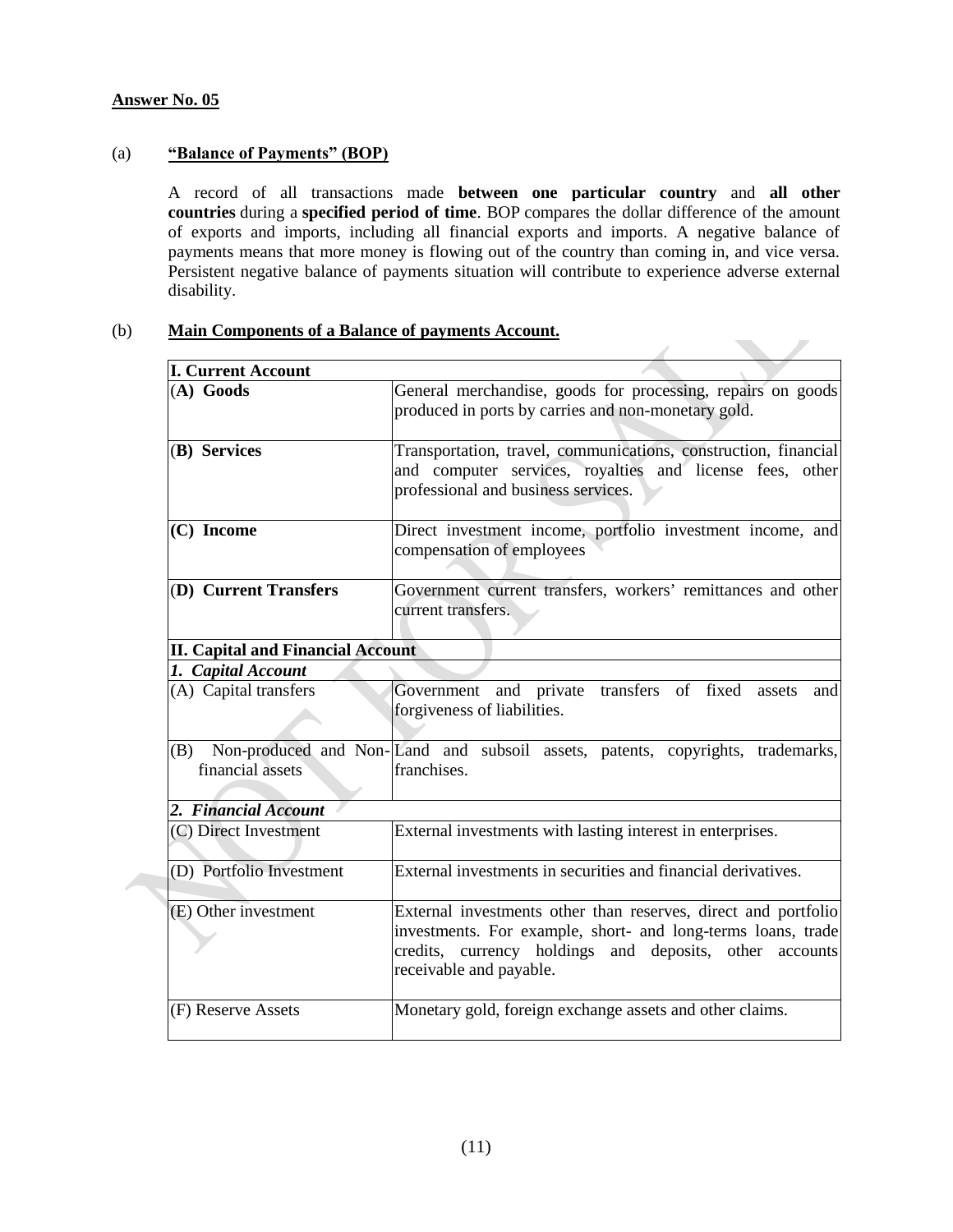**Answer No. 05**

(a) **"Balance of Payments" (BOP)**

A record of all transactions made **between one particular country** and **all other countries** during a **specified period of time**. BOP compares the dollar difference of the amount of exports and imports, including all financial exports and imports. A negative balance of payments means that more money is flowing out of the country than coming in, and vice versa. Persistent negative balance of payments situation will contribute to experience adverse external disability.

(b) **Main Components of a Balance of payments Account.**

| **I. Current Account** | |
|---|---|
| (**A) Goods** | General merchandise, goods for processing, repairs on goods produced in ports by carries and non-monetary gold. |
| (**B) Services** | Transportation, travel, communications, construction, financial and computer services, royalties and license fees, other professional and business services. |
| **(C) Income** | Direct investment income, portfolio investment income, and compensation of employees |
| (**D) Current Transfers** | Government current transfers, workers' remittances and other current transfers. |
| **II. Capital and Financial Account** | |
| ***1. Capital Account*** | |
| (A) Capital transfers | Government and private transfers of fixed assets and forgiveness of liabilities. |
| (B) Non-produced and Non-financial assets | Land and subsoil assets, patents, copyrights, trademarks, franchises. |
| ***2. Financial Account*** | |
| (C) Direct Investment | External investments with lasting interest in enterprises. |
| (D) Portfolio Investment | External investments in securities and financial derivatives. |
| (E) Other investment | External investments other than reserves, direct and portfolio investments. For example, short- and long-terms loans, trade credits, currency holdings and deposits, other accounts receivable and payable. |
| (F) Reserve Assets | Monetary gold, foreign exchange assets and other claims. |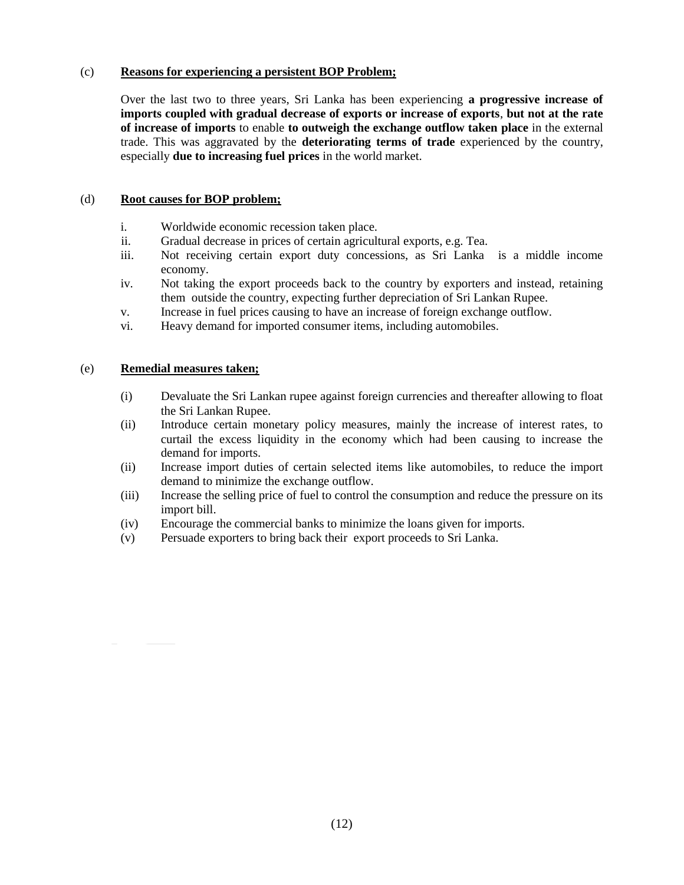(c) **<u>Reasons for experiencing a persistent BOP Problem;</u>**

Over the last two to three years, Sri Lanka has been experiencing **a progressive increase of imports coupled with gradual decrease of exports or increase of exports**, **but not at the rate of increase of imports** to enable **to outweigh the exchange outflow taken place** in the external trade. This was aggravated by the **deteriorating terms of trade** experienced by the country, especially **due to increasing fuel prices** in the world market.

(d) **<u>Root causes for BOP problem;</u>**

- i. Worldwide economic recession taken place.
- ii. Gradual decrease in prices of certain agricultural exports, e.g. Tea.
- iii. Not receiving certain export duty concessions, as Sri Lanka is a middle income economy.
- iv. Not taking the export proceeds back to the country by exporters and instead, retaining them outside the country, expecting further depreciation of Sri Lankan Rupee.
- v. Increase in fuel prices causing to have an increase of foreign exchange outflow.
- vi. Heavy demand for imported consumer items, including automobiles.

(e) **<u>Remedial measures taken;</u>**

- (i) Devaluate the Sri Lankan rupee against foreign currencies and thereafter allowing to float the Sri Lankan Rupee.
- (ii) Introduce certain monetary policy measures, mainly the increase of interest rates, to curtail the excess liquidity in the economy which had been causing to increase the demand for imports.
- (ii) Increase import duties of certain selected items like automobiles, to reduce the import demand to minimize the exchange outflow.
- (iii) Increase the selling price of fuel to control the consumption and reduce the pressure on its import bill.
- (iv) Encourage the commercial banks to minimize the loans given for imports.
- (v) Persuade exporters to bring back their export proceeds to Sri Lanka.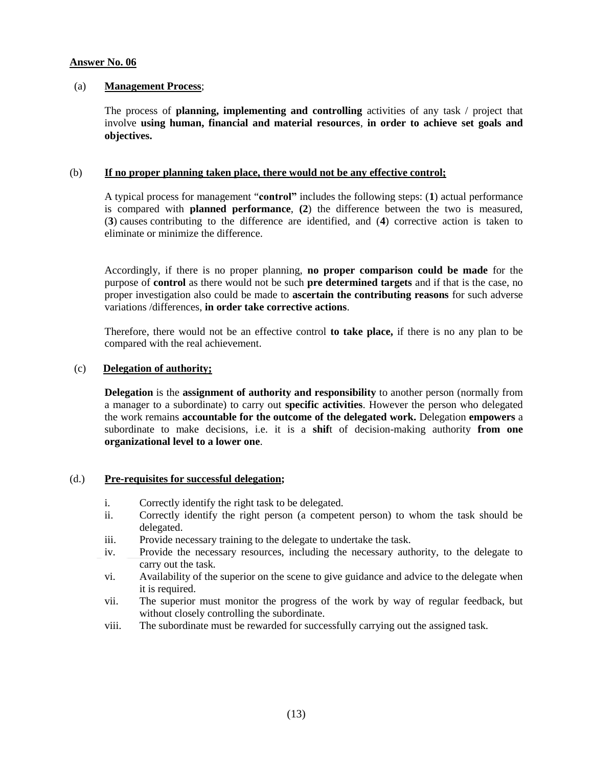**Answer No. 06**

(a) **Management Process**;

The process of **planning, implementing and controlling** activities of any task / project that involve **using human, financial and material resources**, **in order to achieve set goals and objectives.**

(b) **If no proper planning taken place, there would not be any effective control;**

A typical process for management "**control"** includes the following steps: (**1**) actual performance is compared with **planned performance**, **(2**) the difference between the two is measured, (**3**) causes contributing to the difference are identified, and (**4**) corrective action is taken to eliminate or minimize the difference.

Accordingly, if there is no proper planning, **no proper comparison could be made** for the purpose of **control** as there would not be such **pre determined targets** and if that is the case, no proper investigation also could be made to **ascertain the contributing reasons** for such adverse variations /differences, **in order take corrective actions**.

Therefore, there would not be an effective control **to take place,** if there is no any plan to be compared with the real achievement.

(c) **Delegation of authority;**

**Delegation** is the **assignment of authority and responsibility** to another person (normally from a manager to a subordinate) to carry out **specific activities**. However the person who delegated the work remains **accountable for the outcome of the delegated work.** Delegation **empowers** a subordinate to make decisions, i.e. it is a **shif**t of decision-making authority **from one organizational level to a lower one**.

(d.) **Pre-requisites for successful delegation;**

i. Correctly identify the right task to be delegated.
ii. Correctly identify the right person (a competent person) to whom the task should be delegated.
iii. Provide necessary training to the delegate to undertake the task.
iv. Provide the necessary resources, including the necessary authority, to the delegate to carry out the task.
vi. Availability of the superior on the scene to give guidance and advice to the delegate when it is required.
vii. The superior must monitor the progress of the work by way of regular feedback, but without closely controlling the subordinate.
viii. The subordinate must be rewarded for successfully carrying out the assigned task.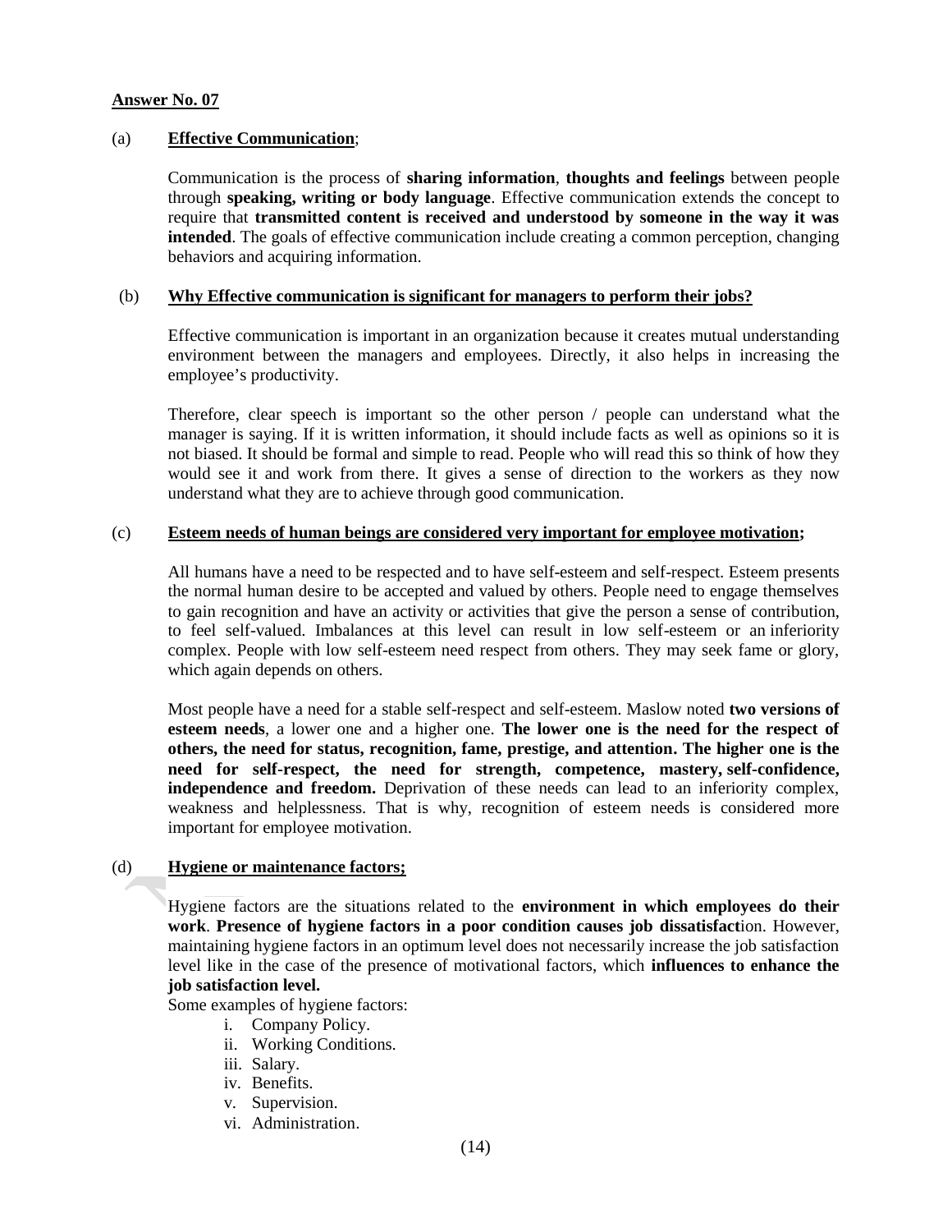**Answer No. 07**

(a) **Effective Communication**;

Communication is the process of **sharing information**, **thoughts and feelings** between people through **speaking, writing or body language**. Effective communication extends the concept to require that **transmitted content is received and understood by someone in the way it was intended**. The goals of effective communication include creating a common perception, changing behaviors and acquiring information.

(b) **Why Effective communication is significant for managers to perform their jobs?**

Effective communication is important in an organization because it creates mutual understanding environment between the managers and employees. Directly, it also helps in increasing the employee's productivity.

Therefore, clear speech is important so the other person / people can understand what the manager is saying. If it is written information, it should include facts as well as opinions so it is not biased. It should be formal and simple to read. People who will read this so think of how they would see it and work from there. It gives a sense of direction to the workers as they now understand what they are to achieve through good communication.

(c) **Esteem needs of human beings are considered very important for employee motivation;**

All humans have a need to be respected and to have self-esteem and self-respect. Esteem presents the normal human desire to be accepted and valued by others. People need to engage themselves to gain recognition and have an activity or activities that give the person a sense of contribution, to feel self-valued. Imbalances at this level can result in low self-esteem or an inferiority complex. People with low self-esteem need respect from others. They may seek fame or glory, which again depends on others.

Most people have a need for a stable self-respect and self-esteem. Maslow noted **two versions of esteem needs**, a lower one and a higher one. **The lower one is the need for the respect of others, the need for status, recognition, fame, prestige, and attention. The higher one is the need for self-respect, the need for strength, competence, mastery, self-confidence, independence and freedom.** Deprivation of these needs can lead to an inferiority complex, weakness and helplessness. That is why, recognition of esteem needs is considered more important for employee motivation.

(d) **Hygiene or maintenance factors;**

Hygiene factors are the situations related to the **environment in which employees do their work**. **Presence of hygiene factors in a poor condition causes job dissatisfact**ion. However, maintaining hygiene factors in an optimum level does not necessarily increase the job satisfaction level like in the case of the presence of motivational factors, which **influences to enhance the job satisfaction level.**

Some examples of hygiene factors:

i. Company Policy.
ii. Working Conditions.
iii. Salary.
iv. Benefits.
v. Supervision.
vi. Administration.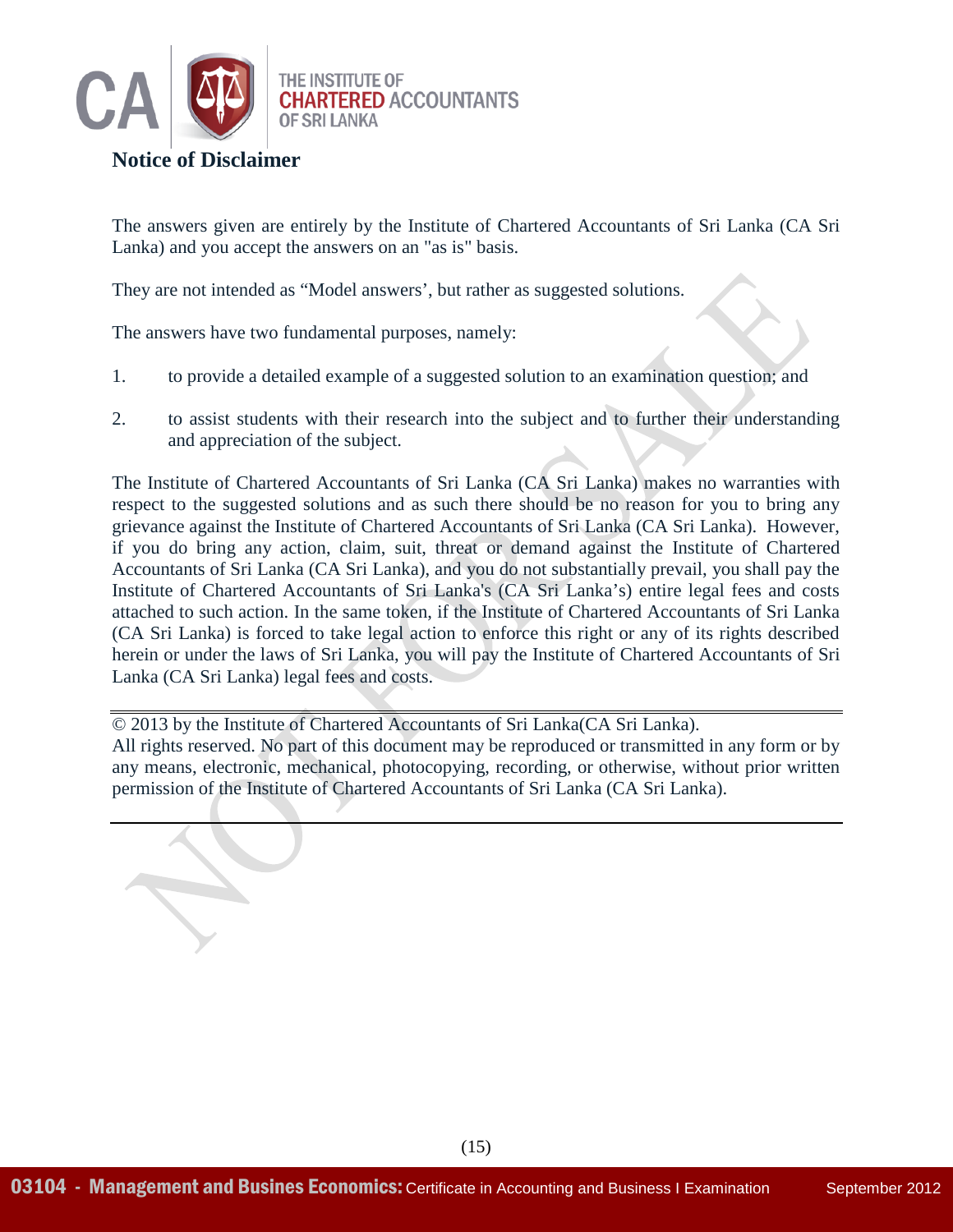## Notice of Disclaimer

The answers given are entirely by the Institute of Chartered Accountants of Sri Lanka (CA Sri Lanka) and you accept the answers on an "as is" basis.

They are not intended as "Model answers', but rather as suggested solutions.

The answers have two fundamental purposes, namely:

1. to provide a detailed example of a suggested solution to an examination question; and

2. to assist students with their research into the subject and to further their understanding and appreciation of the subject.

The Institute of Chartered Accountants of Sri Lanka (CA Sri Lanka) makes no warranties with respect to the suggested solutions and as such there should be no reason for you to bring any grievance against the Institute of Chartered Accountants of Sri Lanka (CA Sri Lanka). However, if you do bring any action, claim, suit, threat or demand against the Institute of Chartered Accountants of Sri Lanka (CA Sri Lanka), and you do not substantially prevail, you shall pay the Institute of Chartered Accountants of Sri Lanka's (CA Sri Lanka's) entire legal fees and costs attached to such action. In the same token, if the Institute of Chartered Accountants of Sri Lanka (CA Sri Lanka) is forced to take legal action to enforce this right or any of its rights described herein or under the laws of Sri Lanka, you will pay the Institute of Chartered Accountants of Sri Lanka (CA Sri Lanka) legal fees and costs.

---

© 2013 by the Institute of Chartered Accountants of Sri Lanka(CA Sri Lanka).
All rights reserved. No part of this document may be reproduced or transmitted in any form or by any means, electronic, mechanical, photocopying, recording, or otherwise, without prior written permission of the Institute of Chartered Accountants of Sri Lanka (CA Sri Lanka).

---